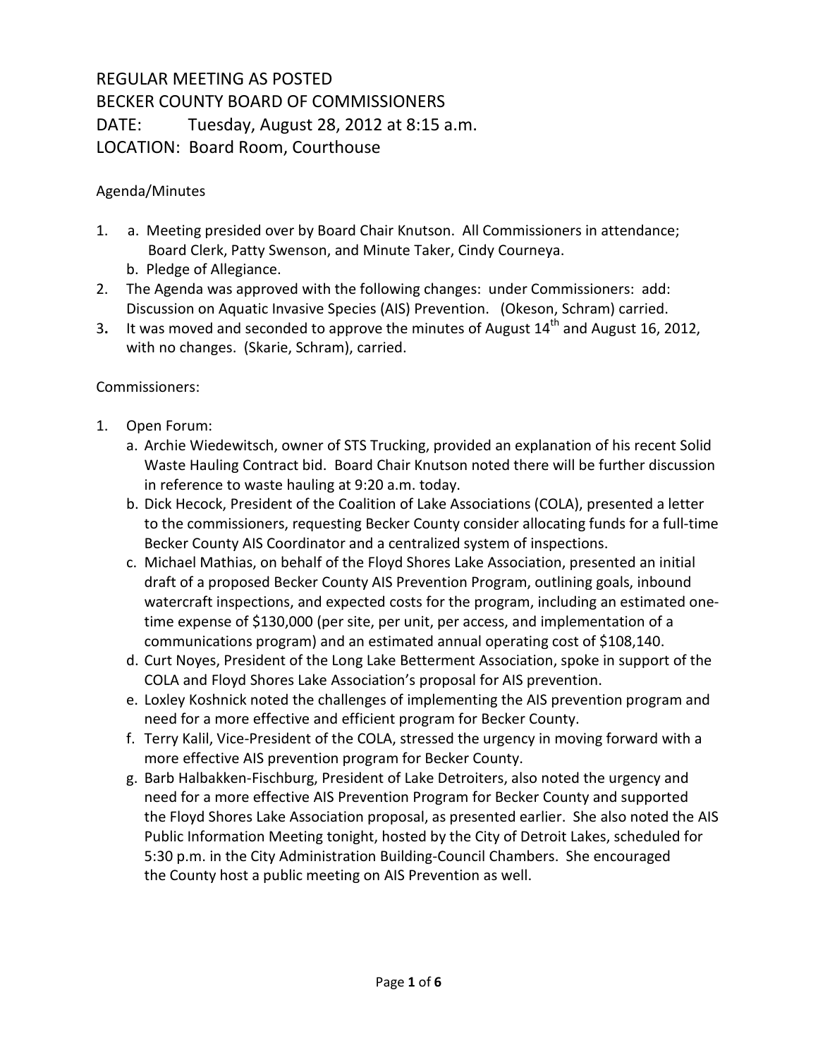# REGULAR MEETING AS POSTED
# BECKER COUNTY BOARD OF COMMISSIONERS
# DATE: Tuesday, August 28, 2012 at 8:15 a.m.
# LOCATION: Board Room, Courthouse

Agenda/Minutes

1. a. Meeting presided over by Board Chair Knutson. All Commissioners in attendance; Board Clerk, Patty Swenson, and Minute Taker, Cindy Courneya.
   b. Pledge of Allegiance.
2. The Agenda was approved with the following changes: under Commissioners: add: Discussion on Aquatic Invasive Species (AIS) Prevention. (Okeson, Schram) carried.
3. It was moved and seconded to approve the minutes of August 14th and August 16, 2012, with no changes. (Skarie, Schram), carried.

Commissioners:

1. Open Forum:
   a. Archie Wiedewitsch, owner of STS Trucking, provided an explanation of his recent Solid Waste Hauling Contract bid. Board Chair Knutson noted there will be further discussion in reference to waste hauling at 9:20 a.m. today.
   b. Dick Hecock, President of the Coalition of Lake Associations (COLA), presented a letter to the commissioners, requesting Becker County consider allocating funds for a full-time Becker County AIS Coordinator and a centralized system of inspections.
   c. Michael Mathias, on behalf of the Floyd Shores Lake Association, presented an initial draft of a proposed Becker County AIS Prevention Program, outlining goals, inbound watercraft inspections, and expected costs for the program, including an estimated one-time expense of $130,000 (per site, per unit, per access, and implementation of a communications program) and an estimated annual operating cost of $108,140.
   d. Curt Noyes, President of the Long Lake Betterment Association, spoke in support of the COLA and Floyd Shores Lake Association's proposal for AIS prevention.
   e. Loxley Koshnick noted the challenges of implementing the AIS prevention program and need for a more effective and efficient program for Becker County.
   f. Terry Kalil, Vice-President of the COLA, stressed the urgency in moving forward with a more effective AIS prevention program for Becker County.
   g. Barb Halbakken-Fischburg, President of Lake Detroiters, also noted the urgency and need for a more effective AIS Prevention Program for Becker County and supported the Floyd Shores Lake Association proposal, as presented earlier. She also noted the AIS Public Information Meeting tonight, hosted by the City of Detroit Lakes, scheduled for 5:30 p.m. in the City Administration Building-Council Chambers. She encouraged the County host a public meeting on AIS Prevention as well.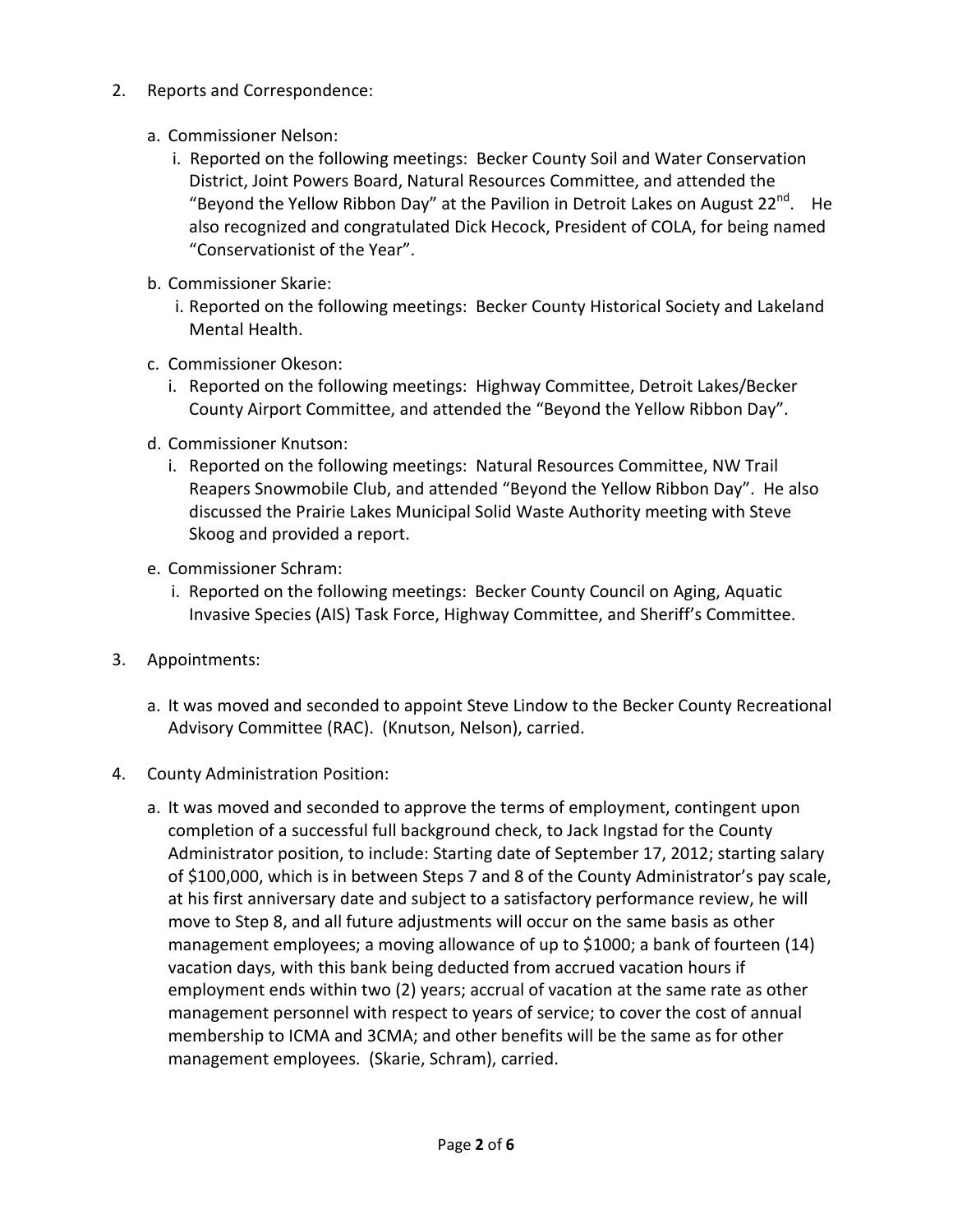2. Reports and Correspondence:

   a. Commissioner Nelson:

      i. Reported on the following meetings: Becker County Soil and Water Conservation District, Joint Powers Board, Natural Resources Committee, and attended the "Beyond the Yellow Ribbon Day" at the Pavilion in Detroit Lakes on August 22nd. He also recognized and congratulated Dick Hecock, President of COLA, for being named "Conservationist of the Year".

   b. Commissioner Skarie:

      i. Reported on the following meetings: Becker County Historical Society and Lakeland Mental Health.

   c. Commissioner Okeson:

      i. Reported on the following meetings: Highway Committee, Detroit Lakes/Becker County Airport Committee, and attended the "Beyond the Yellow Ribbon Day".

   d. Commissioner Knutson:

      i. Reported on the following meetings: Natural Resources Committee, NW Trail Reapers Snowmobile Club, and attended "Beyond the Yellow Ribbon Day". He also discussed the Prairie Lakes Municipal Solid Waste Authority meeting with Steve Skoog and provided a report.

   e. Commissioner Schram:

      i. Reported on the following meetings: Becker County Council on Aging, Aquatic Invasive Species (AIS) Task Force, Highway Committee, and Sheriff's Committee.

3. Appointments:

   a. It was moved and seconded to appoint Steve Lindow to the Becker County Recreational Advisory Committee (RAC). (Knutson, Nelson), carried.

4. County Administration Position:

   a. It was moved and seconded to approve the terms of employment, contingent upon completion of a successful full background check, to Jack Ingstad for the County Administrator position, to include: Starting date of September 17, 2012; starting salary of $100,000, which is in between Steps 7 and 8 of the County Administrator's pay scale, at his first anniversary date and subject to a satisfactory performance review, he will move to Step 8, and all future adjustments will occur on the same basis as other management employees; a moving allowance of up to $1000; a bank of fourteen (14) vacation days, with this bank being deducted from accrued vacation hours if employment ends within two (2) years; accrual of vacation at the same rate as other management personnel with respect to years of service; to cover the cost of annual membership to ICMA and 3CMA; and other benefits will be the same as for other management employees. (Skarie, Schram), carried.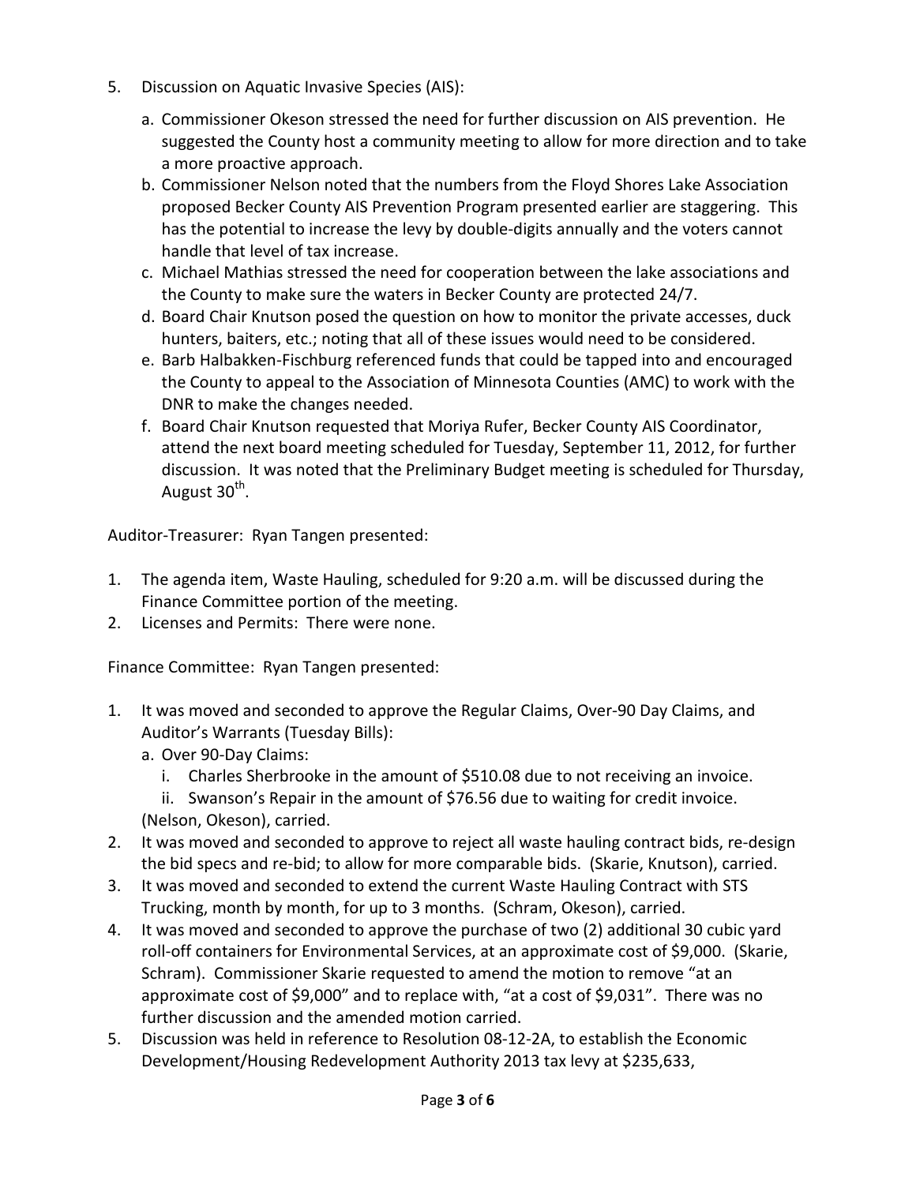5. Discussion on Aquatic Invasive Species (AIS):
   a. Commissioner Okeson stressed the need for further discussion on AIS prevention. He suggested the County host a community meeting to allow for more direction and to take a more proactive approach.
   b. Commissioner Nelson noted that the numbers from the Floyd Shores Lake Association proposed Becker County AIS Prevention Program presented earlier are staggering. This has the potential to increase the levy by double-digits annually and the voters cannot handle that level of tax increase.
   c. Michael Mathias stressed the need for cooperation between the lake associations and the County to make sure the waters in Becker County are protected 24/7.
   d. Board Chair Knutson posed the question on how to monitor the private accesses, duck hunters, baiters, etc.; noting that all of these issues would need to be considered.
   e. Barb Halbakken-Fischburg referenced funds that could be tapped into and encouraged the County to appeal to the Association of Minnesota Counties (AMC) to work with the DNR to make the changes needed.
   f. Board Chair Knutson requested that Moriya Rufer, Becker County AIS Coordinator, attend the next board meeting scheduled for Tuesday, September 11, 2012, for further discussion. It was noted that the Preliminary Budget meeting is scheduled for Thursday, August 30th.

Auditor-Treasurer: Ryan Tangen presented:

1. The agenda item, Waste Hauling, scheduled for 9:20 a.m. will be discussed during the Finance Committee portion of the meeting.
2. Licenses and Permits: There were none.

Finance Committee: Ryan Tangen presented:

1. It was moved and seconded to approve the Regular Claims, Over-90 Day Claims, and Auditor's Warrants (Tuesday Bills):
   a. Over 90-Day Claims:
      i. Charles Sherbrooke in the amount of $510.08 due to not receiving an invoice.
      ii. Swanson's Repair in the amount of $76.56 due to waiting for credit invoice.

   (Nelson, Okeson), carried.
2. It was moved and seconded to approve to reject all waste hauling contract bids, re-design the bid specs and re-bid; to allow for more comparable bids. (Skarie, Knutson), carried.
3. It was moved and seconded to extend the current Waste Hauling Contract with STS Trucking, month by month, for up to 3 months. (Schram, Okeson), carried.
4. It was moved and seconded to approve the purchase of two (2) additional 30 cubic yard roll-off containers for Environmental Services, at an approximate cost of $9,000. (Skarie, Schram). Commissioner Skarie requested to amend the motion to remove "at an approximate cost of $9,000" and to replace with, "at a cost of $9,031". There was no further discussion and the amended motion carried.
5. Discussion was held in reference to Resolution 08-12-2A, to establish the Economic Development/Housing Redevelopment Authority 2013 tax levy at $235,633,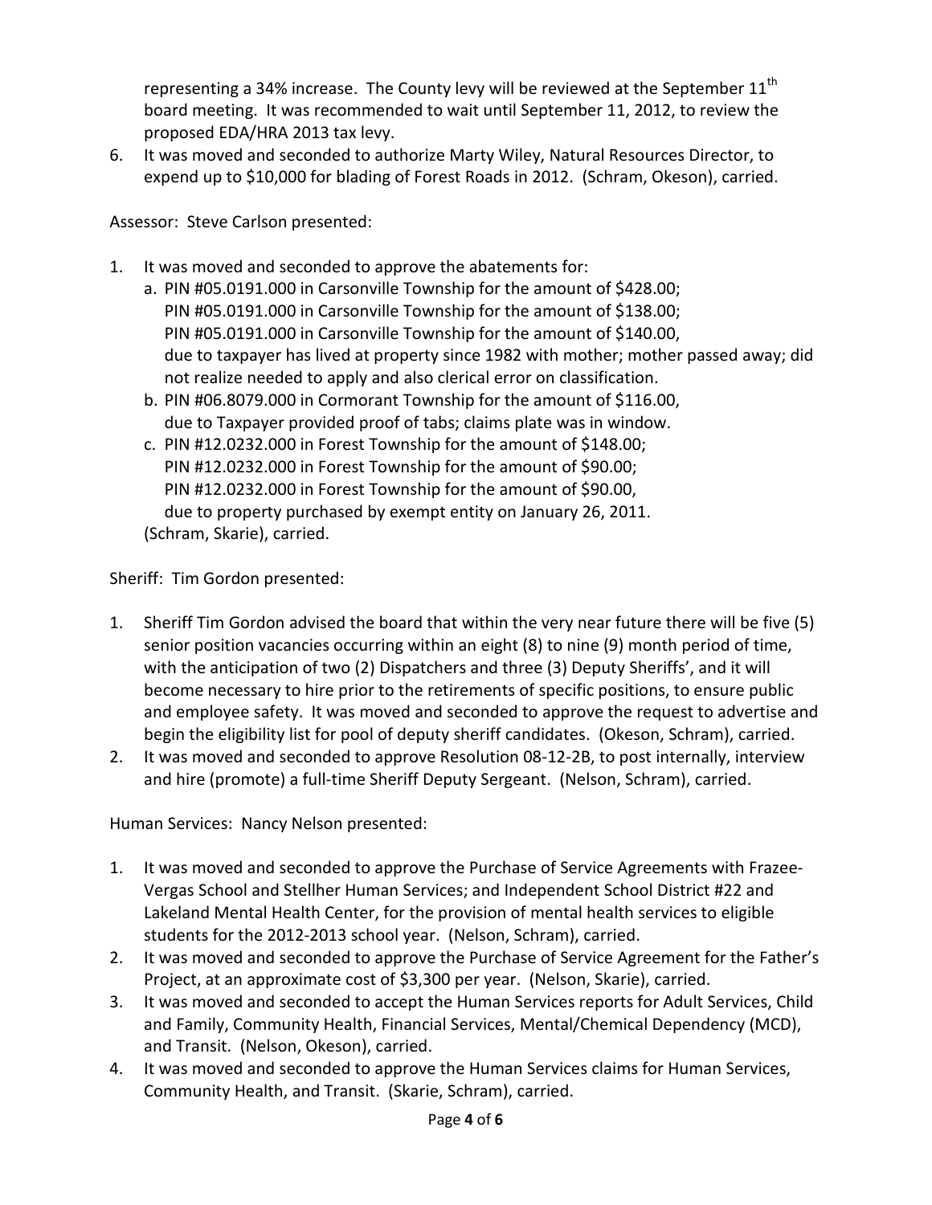representing a 34% increase. The County levy will be reviewed at the September 11th board meeting. It was recommended to wait until September 11, 2012, to review the proposed EDA/HRA 2013 tax levy.

6. It was moved and seconded to authorize Marty Wiley, Natural Resources Director, to expend up to $10,000 for blading of Forest Roads in 2012. (Schram, Okeson), carried.

Assessor: Steve Carlson presented:

1. It was moved and seconded to approve the abatements for:
   a. PIN #05.0191.000 in Carsonville Township for the amount of $428.00;
      PIN #05.0191.000 in Carsonville Township for the amount of $138.00;
      PIN #05.0191.000 in Carsonville Township for the amount of $140.00,
      due to taxpayer has lived at property since 1982 with mother; mother passed away; did not realize needed to apply and also clerical error on classification.
   b. PIN #06.8079.000 in Cormorant Township for the amount of $116.00,
      due to Taxpayer provided proof of tabs; claims plate was in window.
   c. PIN #12.0232.000 in Forest Township for the amount of $148.00;
      PIN #12.0232.000 in Forest Township for the amount of $90.00;
      PIN #12.0232.000 in Forest Township for the amount of $90.00,
      due to property purchased by exempt entity on January 26, 2011.

   (Schram, Skarie), carried.

Sheriff: Tim Gordon presented:

1. Sheriff Tim Gordon advised the board that within the very near future there will be five (5) senior position vacancies occurring within an eight (8) to nine (9) month period of time, with the anticipation of two (2) Dispatchers and three (3) Deputy Sheriffs', and it will become necessary to hire prior to the retirements of specific positions, to ensure public and employee safety. It was moved and seconded to approve the request to advertise and begin the eligibility list for pool of deputy sheriff candidates. (Okeson, Schram), carried.
2. It was moved and seconded to approve Resolution 08-12-2B, to post internally, interview and hire (promote) a full-time Sheriff Deputy Sergeant. (Nelson, Schram), carried.

Human Services: Nancy Nelson presented:

1. It was moved and seconded to approve the Purchase of Service Agreements with Frazee-Vergas School and Stellher Human Services; and Independent School District #22 and Lakeland Mental Health Center, for the provision of mental health services to eligible students for the 2012-2013 school year. (Nelson, Schram), carried.
2. It was moved and seconded to approve the Purchase of Service Agreement for the Father's Project, at an approximate cost of $3,300 per year. (Nelson, Skarie), carried.
3. It was moved and seconded to accept the Human Services reports for Adult Services, Child and Family, Community Health, Financial Services, Mental/Chemical Dependency (MCD), and Transit. (Nelson, Okeson), carried.
4. It was moved and seconded to approve the Human Services claims for Human Services, Community Health, and Transit. (Skarie, Schram), carried.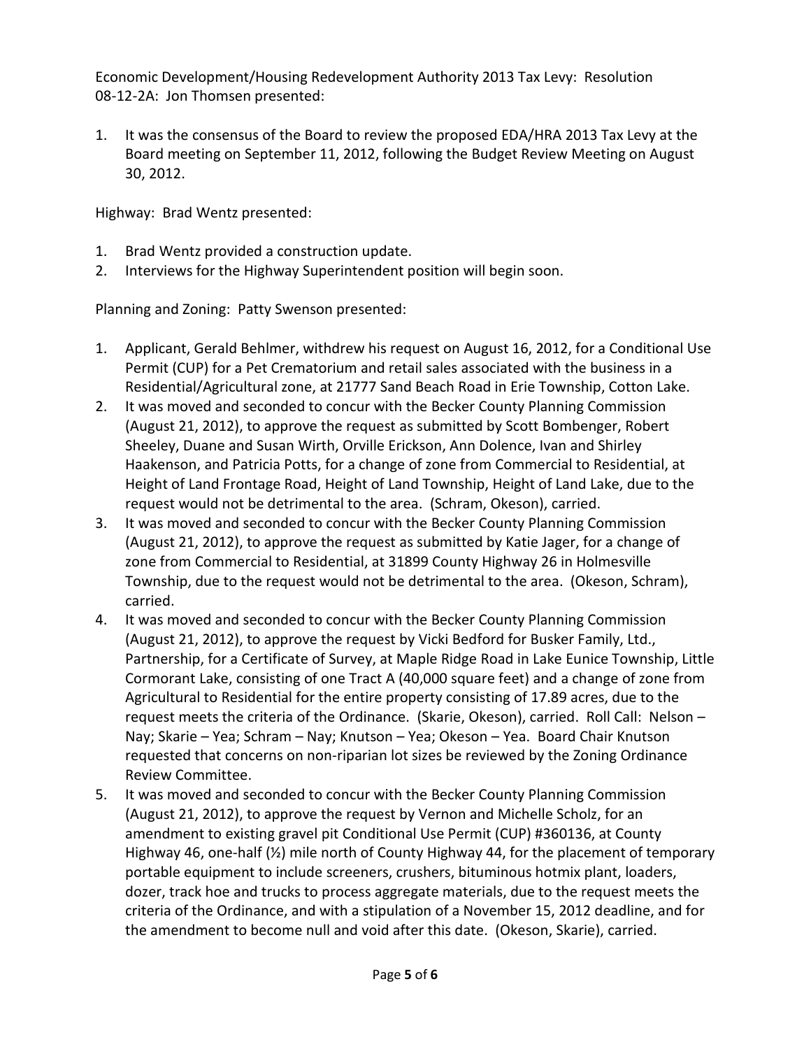Economic Development/Housing Redevelopment Authority 2013 Tax Levy: Resolution 08-12-2A: Jon Thomsen presented:

1. It was the consensus of the Board to review the proposed EDA/HRA 2013 Tax Levy at the Board meeting on September 11, 2012, following the Budget Review Meeting on August 30, 2012.

Highway: Brad Wentz presented:

1. Brad Wentz provided a construction update.
2. Interviews for the Highway Superintendent position will begin soon.

Planning and Zoning: Patty Swenson presented:

1. Applicant, Gerald Behlmer, withdrew his request on August 16, 2012, for a Conditional Use Permit (CUP) for a Pet Crematorium and retail sales associated with the business in a Residential/Agricultural zone, at 21777 Sand Beach Road in Erie Township, Cotton Lake.
2. It was moved and seconded to concur with the Becker County Planning Commission (August 21, 2012), to approve the request as submitted by Scott Bombenger, Robert Sheeley, Duane and Susan Wirth, Orville Erickson, Ann Dolence, Ivan and Shirley Haakenson, and Patricia Potts, for a change of zone from Commercial to Residential, at Height of Land Frontage Road, Height of Land Township, Height of Land Lake, due to the request would not be detrimental to the area. (Schram, Okeson), carried.
3. It was moved and seconded to concur with the Becker County Planning Commission (August 21, 2012), to approve the request as submitted by Katie Jager, for a change of zone from Commercial to Residential, at 31899 County Highway 26 in Holmesville Township, due to the request would not be detrimental to the area. (Okeson, Schram), carried.
4. It was moved and seconded to concur with the Becker County Planning Commission (August 21, 2012), to approve the request by Vicki Bedford for Busker Family, Ltd., Partnership, for a Certificate of Survey, at Maple Ridge Road in Lake Eunice Township, Little Cormorant Lake, consisting of one Tract A (40,000 square feet) and a change of zone from Agricultural to Residential for the entire property consisting of 17.89 acres, due to the request meets the criteria of the Ordinance. (Skarie, Okeson), carried. Roll Call: Nelson – Nay; Skarie – Yea; Schram – Nay; Knutson – Yea; Okeson – Yea. Board Chair Knutson requested that concerns on non-riparian lot sizes be reviewed by the Zoning Ordinance Review Committee.
5. It was moved and seconded to concur with the Becker County Planning Commission (August 21, 2012), to approve the request by Vernon and Michelle Scholz, for an amendment to existing gravel pit Conditional Use Permit (CUP) #360136, at County Highway 46, one-half (½) mile north of County Highway 44, for the placement of temporary portable equipment to include screeners, crushers, bituminous hotmix plant, loaders, dozer, track hoe and trucks to process aggregate materials, due to the request meets the criteria of the Ordinance, and with a stipulation of a November 15, 2012 deadline, and for the amendment to become null and void after this date. (Okeson, Skarie), carried.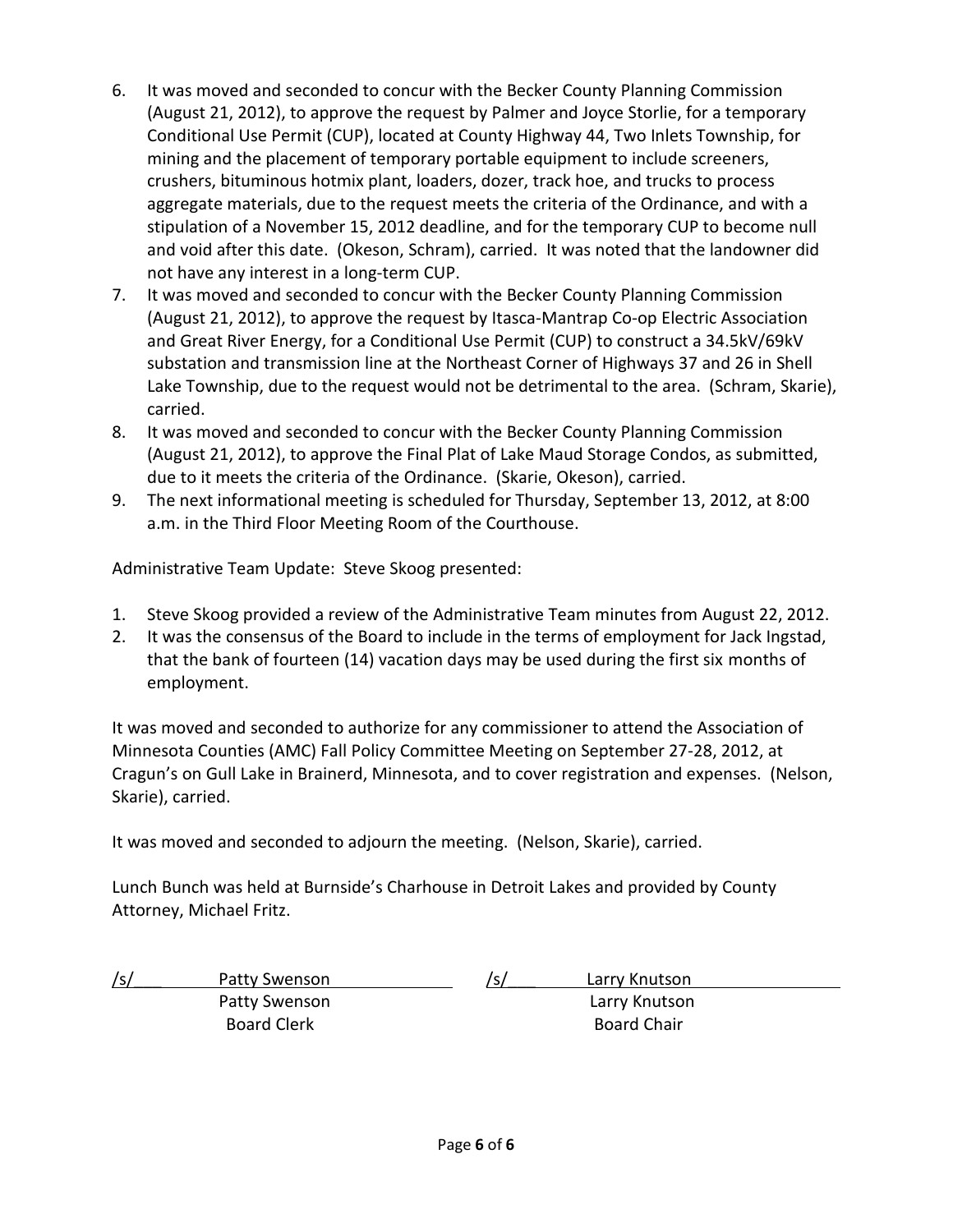6. It was moved and seconded to concur with the Becker County Planning Commission (August 21, 2012), to approve the request by Palmer and Joyce Storlie, for a temporary Conditional Use Permit (CUP), located at County Highway 44, Two Inlets Township, for mining and the placement of temporary portable equipment to include screeners, crushers, bituminous hotmix plant, loaders, dozer, track hoe, and trucks to process aggregate materials, due to the request meets the criteria of the Ordinance, and with a stipulation of a November 15, 2012 deadline, and for the temporary CUP to become null and void after this date. (Okeson, Schram), carried. It was noted that the landowner did not have any interest in a long-term CUP.
7. It was moved and seconded to concur with the Becker County Planning Commission (August 21, 2012), to approve the request by Itasca-Mantrap Co-op Electric Association and Great River Energy, for a Conditional Use Permit (CUP) to construct a 34.5kV/69kV substation and transmission line at the Northeast Corner of Highways 37 and 26 in Shell Lake Township, due to the request would not be detrimental to the area. (Schram, Skarie), carried.
8. It was moved and seconded to concur with the Becker County Planning Commission (August 21, 2012), to approve the Final Plat of Lake Maud Storage Condos, as submitted, due to it meets the criteria of the Ordinance. (Skarie, Okeson), carried.
9. The next informational meeting is scheduled for Thursday, September 13, 2012, at 8:00 a.m. in the Third Floor Meeting Room of the Courthouse.

Administrative Team Update: Steve Skoog presented:

1. Steve Skoog provided a review of the Administrative Team minutes from August 22, 2012.
2. It was the consensus of the Board to include in the terms of employment for Jack Ingstad, that the bank of fourteen (14) vacation days may be used during the first six months of employment.

It was moved and seconded to authorize for any commissioner to attend the Association of Minnesota Counties (AMC) Fall Policy Committee Meeting on September 27-28, 2012, at Cragun's on Gull Lake in Brainerd, Minnesota, and to cover registration and expenses. (Nelson, Skarie), carried.

It was moved and seconded to adjourn the meeting. (Nelson, Skarie), carried.

Lunch Bunch was held at Burnside's Charhouse in Detroit Lakes and provided by County Attorney, Michael Fritz.

| | |
|---|---|
| /s/___ Patty Swenson | /s/___ Larry Knutson |
| Patty Swenson | Larry Knutson |
| Board Clerk | Board Chair |